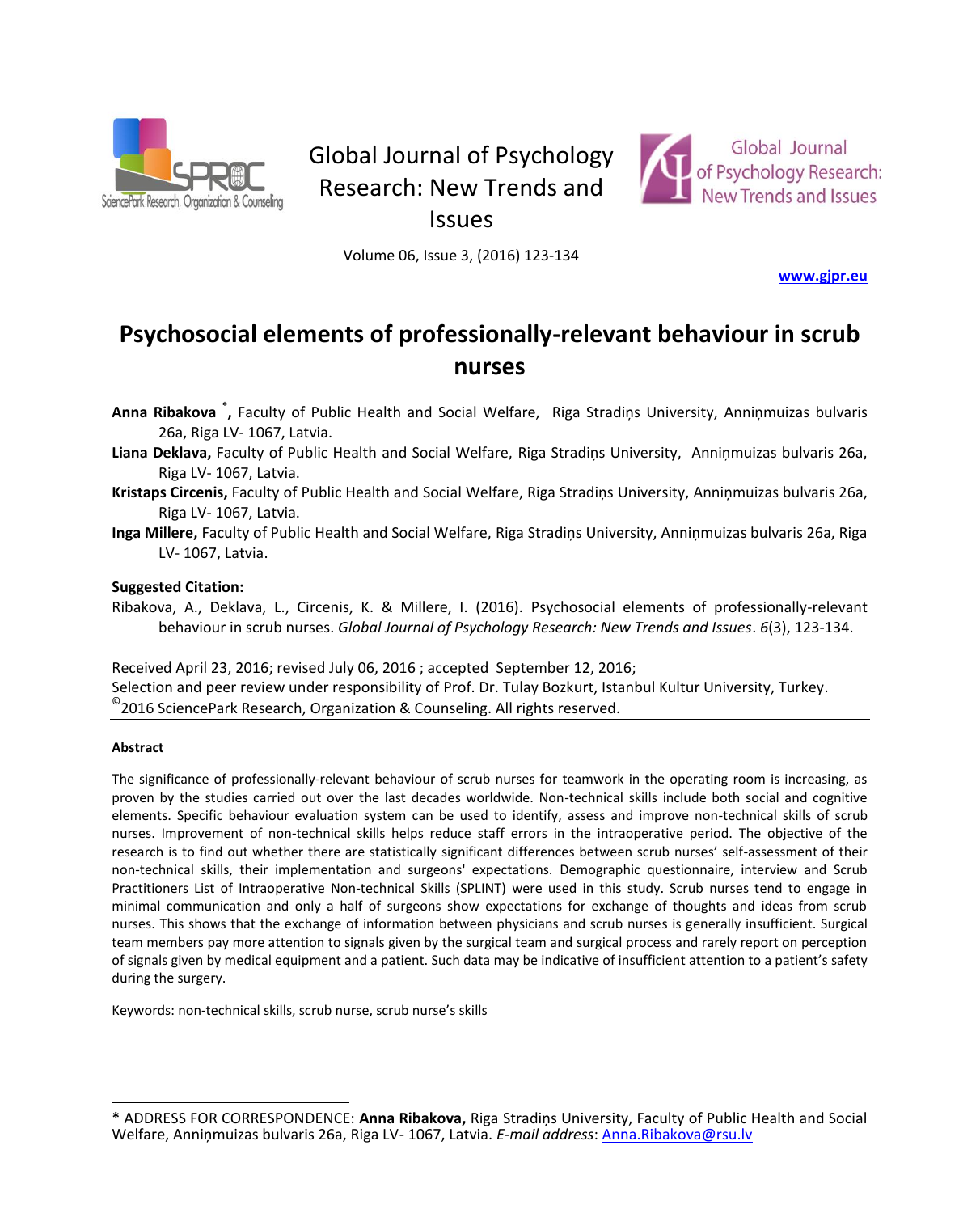Global Journal of Psychology Research: New Trends and Issues

Volume 06, Issue 3, (2016) 123-134

www.gjpr.eu

# Psychosocial elements of professionally-relevant behaviour in scrub nurses

**Anna Ribakova** [*], Faculty of Public Health and Social Welfare, Riga Stradiņs University, Anniņmuizas bulvaris 26a, Riga LV- 1067, Latvia.

**Liana Deklava,** Faculty of Public Health and Social Welfare, Riga Stradiņs University, Anniņmuizas bulvaris 26a, Riga LV- 1067, Latvia.

**Kristaps Circenis,** Faculty of Public Health and Social Welfare, Riga Stradiņs University, Anniņmuizas bulvaris 26a, Riga LV- 1067, Latvia.

**Inga Millere,** Faculty of Public Health and Social Welfare, Riga Stradiņs University, Anniņmuizas bulvaris 26a, Riga LV- 1067, Latvia.

**Suggested Citation:**

Ribakova, A., Deklava, L., Circenis, K. & Millere, I. (2016). Psychosocial elements of professionally-relevant behaviour in scrub nurses. *Global Journal of Psychology Research: New Trends and Issues*. *6*(3), 123-134.

Received April 23, 2016; revised July 06, 2016 ; accepted September 12, 2016;
Selection and peer review under responsibility of Prof. Dr. Tulay Bozkurt, Istanbul Kultur University, Turkey.
©2016 SciencePark Research, Organization & Counseling. All rights reserved.

#### Abstract

The significance of professionally-relevant behaviour of scrub nurses for teamwork in the operating room is increasing, as proven by the studies carried out over the last decades worldwide. Non-technical skills include both social and cognitive elements. Specific behaviour evaluation system can be used to identify, assess and improve non-technical skills of scrub nurses. Improvement of non-technical skills helps reduce staff errors in the intraoperative period. The objective of the research is to find out whether there are statistically significant differences between scrub nurses' self-assessment of their non-technical skills, their implementation and surgeons' expectations. Demographic questionnaire, interview and Scrub Practitioners List of Intraoperative Non-technical Skills (SPLINT) were used in this study. Scrub nurses tend to engage in minimal communication and only a half of surgeons show expectations for exchange of thoughts and ideas from scrub nurses. This shows that the exchange of information between physicians and scrub nurses is generally insufficient. Surgical team members pay more attention to signals given by the surgical team and surgical process and rarely report on perception of signals given by medical equipment and a patient. Such data may be indicative of insufficient attention to a patient's safety during the surgery.

Keywords: non-technical skills, scrub nurse, scrub nurse's skills

---

\* ADDRESS FOR CORRESPONDENCE: **Anna Ribakova,** Riga Stradiņs University, Faculty of Public Health and Social Welfare, Anniņmuizas bulvaris 26a, Riga LV- 1067, Latvia. *E-mail address*: Anna.Ribakova@rsu.lv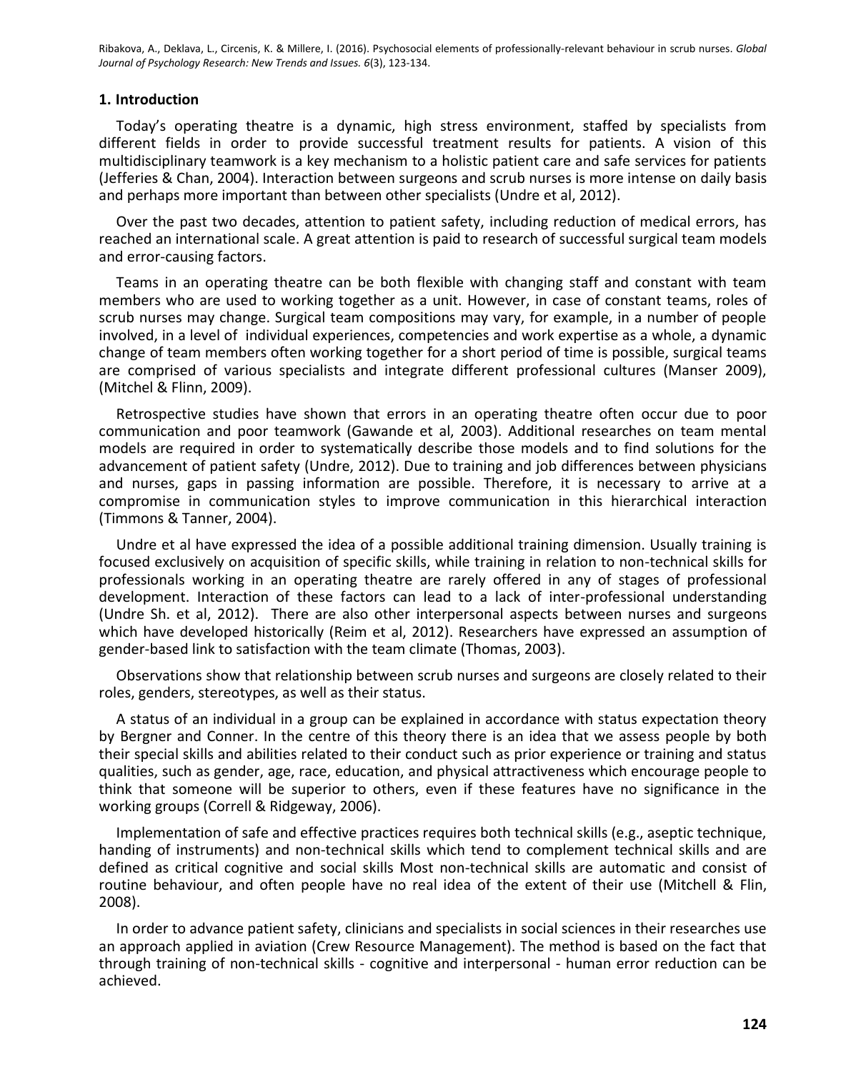## 1. Introduction

Today's operating theatre is a dynamic, high stress environment, staffed by specialists from different fields in order to provide successful treatment results for patients. A vision of this multidisciplinary teamwork is a key mechanism to a holistic patient care and safe services for patients (Jefferies & Chan, 2004). Interaction between surgeons and scrub nurses is more intense on daily basis and perhaps more important than between other specialists (Undre et al, 2012).

Over the past two decades, attention to patient safety, including reduction of medical errors, has reached an international scale. A great attention is paid to research of successful surgical team models and error-causing factors.

Teams in an operating theatre can be both flexible with changing staff and constant with team members who are used to working together as a unit. However, in case of constant teams, roles of scrub nurses may change. Surgical team compositions may vary, for example, in a number of people involved, in a level of individual experiences, competencies and work expertise as a whole, a dynamic change of team members often working together for a short period of time is possible, surgical teams are comprised of various specialists and integrate different professional cultures (Manser 2009), (Mitchel & Flinn, 2009).

Retrospective studies have shown that errors in an operating theatre often occur due to poor communication and poor teamwork (Gawande et al, 2003). Additional researches on team mental models are required in order to systematically describe those models and to find solutions for the advancement of patient safety (Undre, 2012). Due to training and job differences between physicians and nurses, gaps in passing information are possible. Therefore, it is necessary to arrive at a compromise in communication styles to improve communication in this hierarchical interaction (Timmons & Tanner, 2004).

Undre et al have expressed the idea of a possible additional training dimension. Usually training is focused exclusively on acquisition of specific skills, while training in relation to non-technical skills for professionals working in an operating theatre are rarely offered in any of stages of professional development. Interaction of these factors can lead to a lack of inter-professional understanding (Undre Sh. et al, 2012). There are also other interpersonal aspects between nurses and surgeons which have developed historically (Reim et al, 2012). Researchers have expressed an assumption of gender-based link to satisfaction with the team climate (Thomas, 2003).

Observations show that relationship between scrub nurses and surgeons are closely related to their roles, genders, stereotypes, as well as their status.

A status of an individual in a group can be explained in accordance with status expectation theory by Bergner and Conner. In the centre of this theory there is an idea that we assess people by both their special skills and abilities related to their conduct such as prior experience or training and status qualities, such as gender, age, race, education, and physical attractiveness which encourage people to think that someone will be superior to others, even if these features have no significance in the working groups (Correll & Ridgeway, 2006).

Implementation of safe and effective practices requires both technical skills (e.g., aseptic technique, handing of instruments) and non-technical skills which tend to complement technical skills and are defined as critical cognitive and social skills Most non-technical skills are automatic and consist of routine behaviour, and often people have no real idea of the extent of their use (Mitchell & Flin, 2008).

In order to advance patient safety, clinicians and specialists in social sciences in their researches use an approach applied in aviation (Crew Resource Management). The method is based on the fact that through training of non-technical skills - cognitive and interpersonal - human error reduction can be achieved.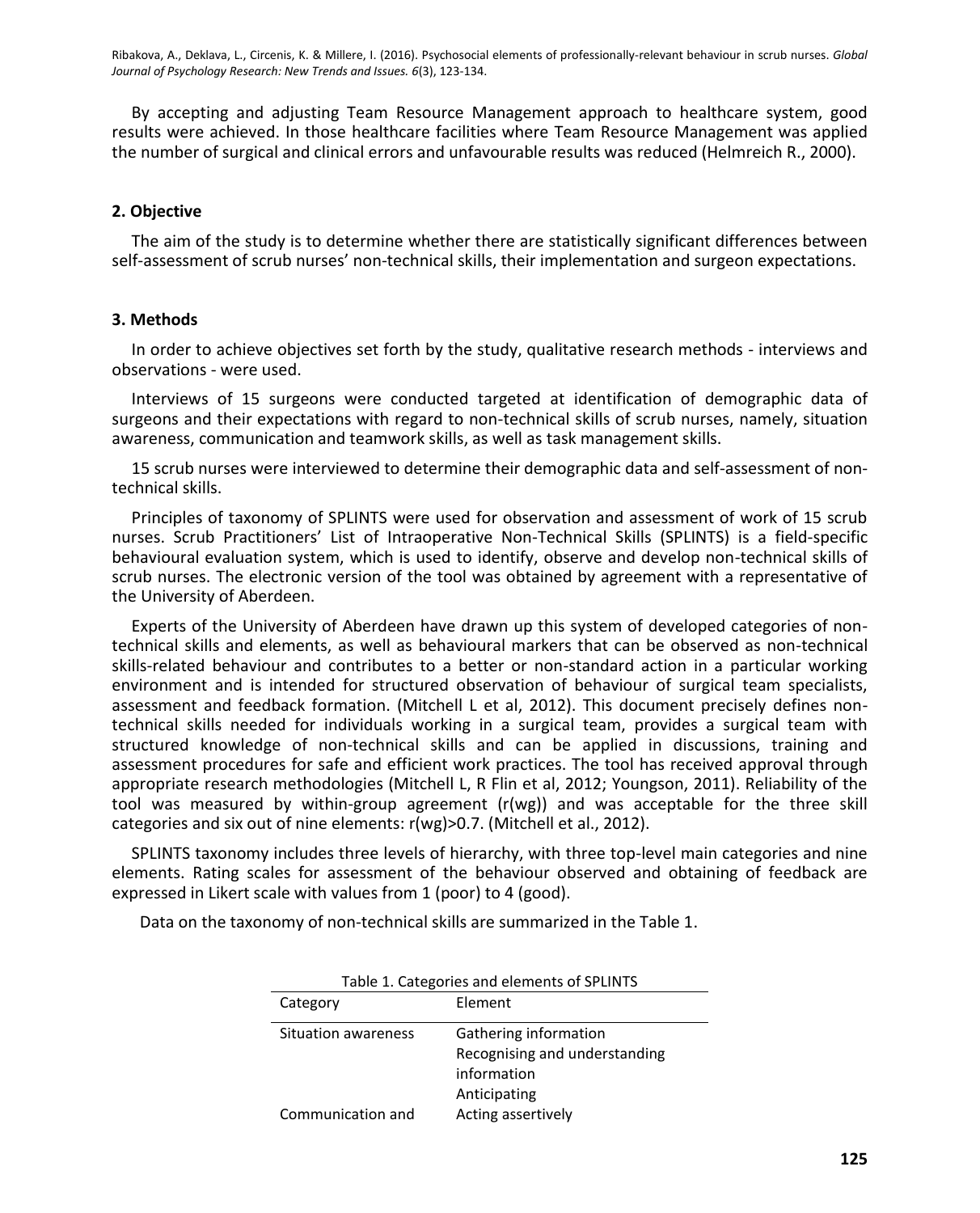By accepting and adjusting Team Resource Management approach to healthcare system, good results were achieved. In those healthcare facilities where Team Resource Management was applied the number of surgical and clinical errors and unfavourable results was reduced (Helmreich R., 2000).

## 2. Objective

The aim of the study is to determine whether there are statistically significant differences between self-assessment of scrub nurses' non-technical skills, their implementation and surgeon expectations.

## 3. Methods

In order to achieve objectives set forth by the study, qualitative research methods - interviews and observations - were used.

Interviews of 15 surgeons were conducted targeted at identification of demographic data of surgeons and their expectations with regard to non-technical skills of scrub nurses, namely, situation awareness, communication and teamwork skills, as well as task management skills.

15 scrub nurses were interviewed to determine their demographic data and self-assessment of non-technical skills.

Principles of taxonomy of SPLINTS were used for observation and assessment of work of 15 scrub nurses. Scrub Practitioners' List of Intraoperative Non-Technical Skills (SPLINTS) is a field-specific behavioural evaluation system, which is used to identify, observe and develop non-technical skills of scrub nurses. The electronic version of the tool was obtained by agreement with a representative of the University of Aberdeen.

Experts of the University of Aberdeen have drawn up this system of developed categories of non-technical skills and elements, as well as behavioural markers that can be observed as non-technical skills-related behaviour and contributes to a better or non-standard action in a particular working environment and is intended for structured observation of behaviour of surgical team specialists, assessment and feedback formation. (Mitchell L et al, 2012). This document precisely defines non-technical skills needed for individuals working in a surgical team, provides a surgical team with structured knowledge of non-technical skills and can be applied in discussions, training and assessment procedures for safe and efficient work practices. The tool has received approval through appropriate research methodologies (Mitchell L, R Flin et al, 2012; Youngson, 2011). Reliability of the tool was measured by within-group agreement (r(wg)) and was acceptable for the three skill categories and six out of nine elements: r(wg)>0.7. (Mitchell et al., 2012).

SPLINTS taxonomy includes three levels of hierarchy, with three top-level main categories and nine elements. Rating scales for assessment of the behaviour observed and obtaining of feedback are expressed in Likert scale with values from 1 (poor) to 4 (good).

Data on the taxonomy of non-technical skills are summarized in the Table 1.

Table 1. Categories and elements of SPLINTS

| Category | Element |
|---|---|
| Situation awareness | Gathering information |
| | Recognising and understanding information |
| | Anticipating |
| Communication and | Acting assertively |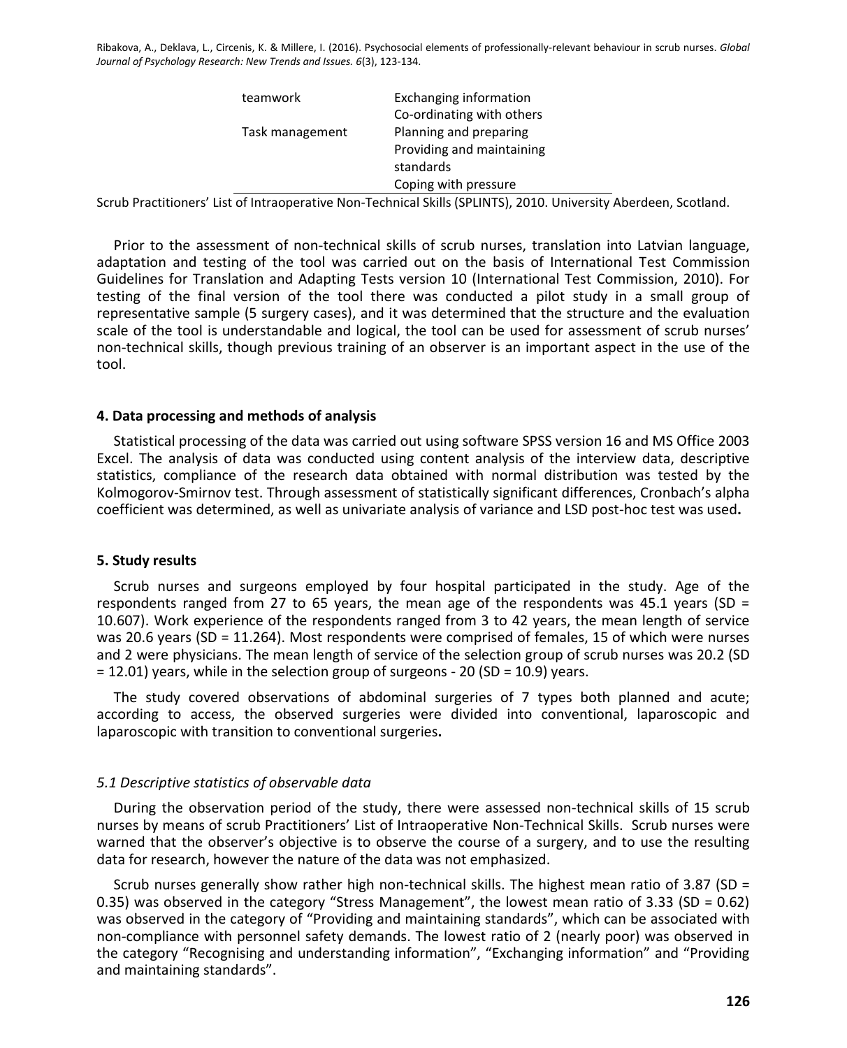| | |
|---|---|
| teamwork | Exchanging information |
| | Co-ordinating with others |
| Task management | Planning and preparing |
| | Providing and maintaining standards |
| | Coping with pressure |

Scrub Practitioners' List of Intraoperative Non-Technical Skills (SPLINTS), 2010. University Aberdeen, Scotland.

Prior to the assessment of non-technical skills of scrub nurses, translation into Latvian language, adaptation and testing of the tool was carried out on the basis of International Test Commission Guidelines for Translation and Adapting Tests version 10 (International Test Commission, 2010). For testing of the final version of the tool there was conducted a pilot study in a small group of representative sample (5 surgery cases), and it was determined that the structure and the evaluation scale of the tool is understandable and logical, the tool can be used for assessment of scrub nurses' non-technical skills, though previous training of an observer is an important aspect in the use of the tool.

### 4. Data processing and methods of analysis

Statistical processing of the data was carried out using software SPSS version 16 and MS Office 2003 Excel. The analysis of data was conducted using content analysis of the interview data, descriptive statistics, compliance of the research data obtained with normal distribution was tested by the Kolmogorov-Smirnov test. Through assessment of statistically significant differences, Cronbach's alpha coefficient was determined, as well as univariate analysis of variance and LSD post-hoc test was used.

### 5. Study results

Scrub nurses and surgeons employed by four hospital participated in the study. Age of the respondents ranged from 27 to 65 years, the mean age of the respondents was 45.1 years (SD = 10.607). Work experience of the respondents ranged from 3 to 42 years, the mean length of service was 20.6 years (SD = 11.264). Most respondents were comprised of females, 15 of which were nurses and 2 were physicians. The mean length of service of the selection group of scrub nurses was 20.2 (SD = 12.01) years, while in the selection group of surgeons - 20 (SD = 10.9) years.

The study covered observations of abdominal surgeries of 7 types both planned and acute; according to access, the observed surgeries were divided into conventional, laparoscopic and laparoscopic with transition to conventional surgeries.

#### *5.1 Descriptive statistics of observable data*

During the observation period of the study, there were assessed non-technical skills of 15 scrub nurses by means of scrub Practitioners' List of Intraoperative Non-Technical Skills. Scrub nurses were warned that the observer's objective is to observe the course of a surgery, and to use the resulting data for research, however the nature of the data was not emphasized.

Scrub nurses generally show rather high non-technical skills. The highest mean ratio of 3.87 (SD = 0.35) was observed in the category "Stress Management", the lowest mean ratio of 3.33 (SD = 0.62) was observed in the category of "Providing and maintaining standards", which can be associated with non-compliance with personnel safety demands. The lowest ratio of 2 (nearly poor) was observed in the category "Recognising and understanding information", "Exchanging information" and "Providing and maintaining standards".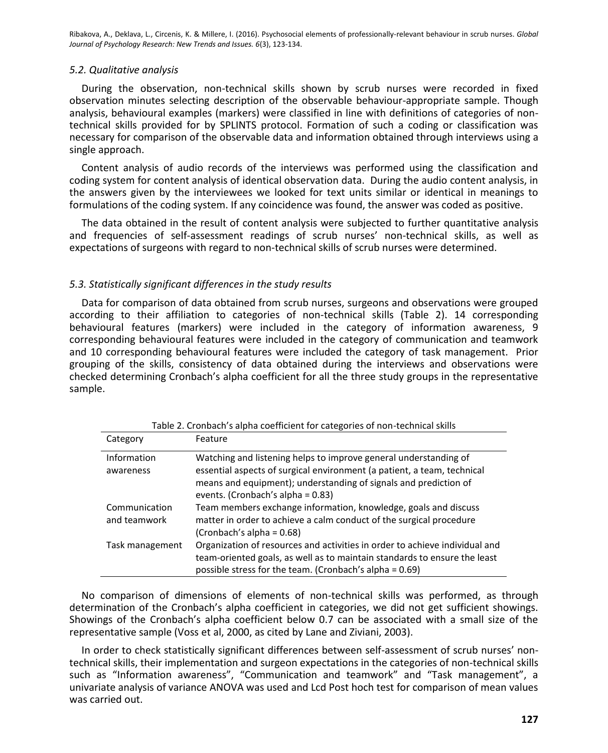*5.2. Qualitative analysis*

During the observation, non-technical skills shown by scrub nurses were recorded in fixed observation minutes selecting description of the observable behaviour-appropriate sample. Though analysis, behavioural examples (markers) were classified in line with definitions of categories of non-technical skills provided for by SPLINTS protocol. Formation of such a coding or classification was necessary for comparison of the observable data and information obtained through interviews using a single approach.

Content analysis of audio records of the interviews was performed using the classification and coding system for content analysis of identical observation data. During the audio content analysis, in the answers given by the interviewees we looked for text units similar or identical in meanings to formulations of the coding system. If any coincidence was found, the answer was coded as positive.

The data obtained in the result of content analysis were subjected to further quantitative analysis and frequencies of self-assessment readings of scrub nurses' non-technical skills, as well as expectations of surgeons with regard to non-technical skills of scrub nurses were determined.

*5.3. Statistically significant differences in the study results*

Data for comparison of data obtained from scrub nurses, surgeons and observations were grouped according to their affiliation to categories of non-technical skills (Table 2). 14 corresponding behavioural features (markers) were included in the category of information awareness, 9 corresponding behavioural features were included in the category of communication and teamwork and 10 corresponding behavioural features were included the category of task management. Prior grouping of the skills, consistency of data obtained during the interviews and observations were checked determining Cronbach's alpha coefficient for all the three study groups in the representative sample.

Table 2. Cronbach's alpha coefficient for categories of non-technical skills

| Category | Feature |
|---|---|
| Information awareness | Watching and listening helps to improve general understanding of essential aspects of surgical environment (a patient, a team, technical means and equipment); understanding of signals and prediction of events. (Cronbach's alpha = 0.83) |
| Communication and teamwork | Team members exchange information, knowledge, goals and discuss matter in order to achieve a calm conduct of the surgical procedure (Cronbach's alpha = 0.68) |
| Task management | Organization of resources and activities in order to achieve individual and team-oriented goals, as well as to maintain standards to ensure the least possible stress for the team. (Cronbach's alpha = 0.69) |

No comparison of dimensions of elements of non-technical skills was performed, as through determination of the Cronbach's alpha coefficient in categories, we did not get sufficient showings. Showings of the Cronbach's alpha coefficient below 0.7 can be associated with a small size of the representative sample (Voss et al, 2000, as cited by Lane and Ziviani, 2003).

In order to check statistically significant differences between self-assessment of scrub nurses' non-technical skills, their implementation and surgeon expectations in the categories of non-technical skills such as "Information awareness", "Communication and teamwork" and "Task management", a univariate analysis of variance ANOVA was used and Lcd Post hoch test for comparison of mean values was carried out.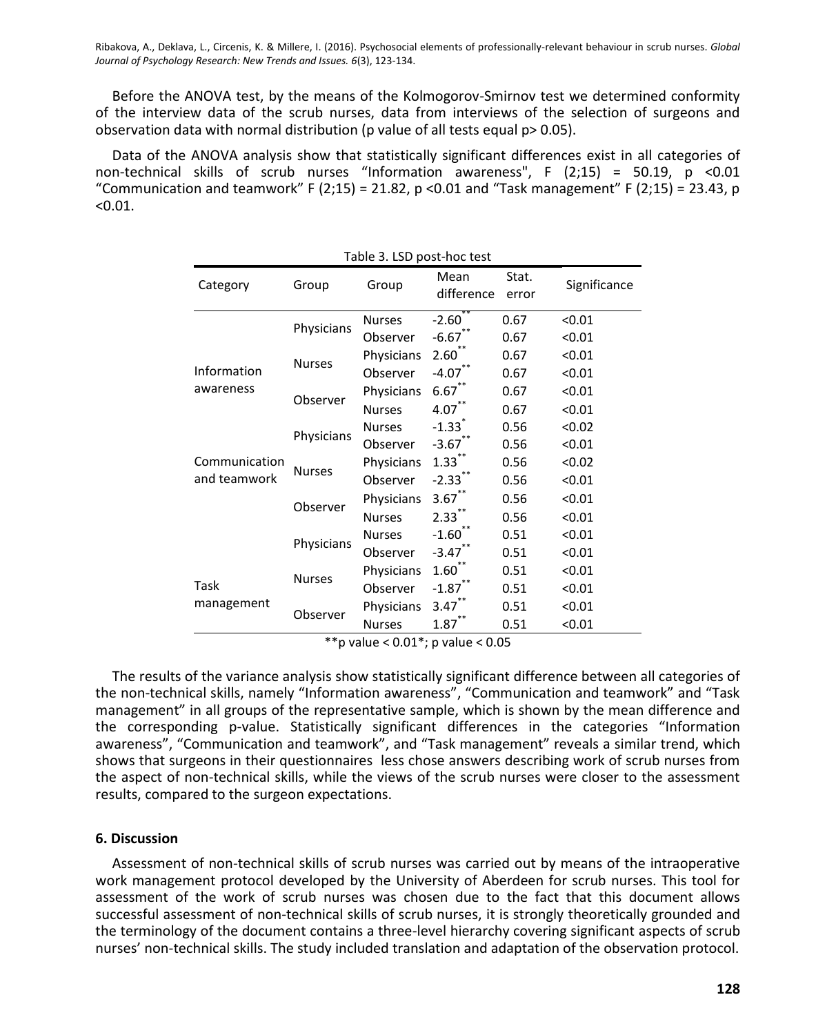Before the ANOVA test, by the means of the Kolmogorov-Smirnov test we determined conformity of the interview data of the scrub nurses, data from interviews of the selection of surgeons and observation data with normal distribution (p value of all tests equal $p > 0.05$).

Data of the ANOVA analysis show that statistically significant differences exist in all categories of non-technical skills of scrub nurses "Information awareness", $F(2;15) = 50.19$, $p < 0.01$ "Communication and teamwork" $F(2;15) = 21.82$, $p < 0.01$ and "Task management" $F(2;15) = 23.43$, $p < 0.01$.

Table 3. LSD post-hoc test

| Category | Group | Group | Mean difference | Stat. error | Significance |
|---|---|---|---|---|---|
| Information awareness | Physicians | Nurses | -2.60** | 0.67 | <0.01 |
| | | Observer | -6.67** | 0.67 | <0.01 |
| | Nurses | Physicians | 2.60** | 0.67 | <0.01 |
| | | Observer | -4.07** | 0.67 | <0.01 |
| | Observer | Physicians | 6.67** | 0.67 | <0.01 |
| | | Nurses | 4.07** | 0.67 | <0.01 |
| Communication and teamwork | Physicians | Nurses | -1.33* | 0.56 | <0.02 |
| | | Observer | -3.67** | 0.56 | <0.01 |
| | Nurses | Physicians | 1.33** | 0.56 | <0.02 |
| | | Observer | -2.33** | 0.56 | <0.01 |
| | Observer | Physicians | 3.67** | 0.56 | <0.01 |
| | | Nurses | 2.33** | 0.56 | <0.01 |
| Task management | Physicians | Nurses | -1.60** | 0.51 | <0.01 |
| | | Observer | -3.47** | 0.51 | <0.01 |
| | Nurses | Physicians | 1.60** | 0.51 | <0.01 |
| | | Observer | -1.87** | 0.51 | <0.01 |
| | Observer | Physicians | 3.47** | 0.51 | <0.01 |
| | | Nurses | 1.87** | 0.51 | <0.01 |

**p value < 0.01*; p value < 0.05

The results of the variance analysis show statistically significant difference between all categories of the non-technical skills, namely "Information awareness", "Communication and teamwork" and "Task management" in all groups of the representative sample, which is shown by the mean difference and the corresponding p-value. Statistically significant differences in the categories "Information awareness", "Communication and teamwork", and "Task management" reveals a similar trend, which shows that surgeons in their questionnaires less chose answers describing work of scrub nurses from the aspect of non-technical skills, while the views of the scrub nurses were closer to the assessment results, compared to the surgeon expectations.

## 6. Discussion

Assessment of non-technical skills of scrub nurses was carried out by means of the intraoperative work management protocol developed by the University of Aberdeen for scrub nurses. This tool for assessment of the work of scrub nurses was chosen due to the fact that this document allows successful assessment of non-technical skills of scrub nurses, it is strongly theoretically grounded and the terminology of the document contains a three-level hierarchy covering significant aspects of scrub nurses' non-technical skills. The study included translation and adaptation of the observation protocol.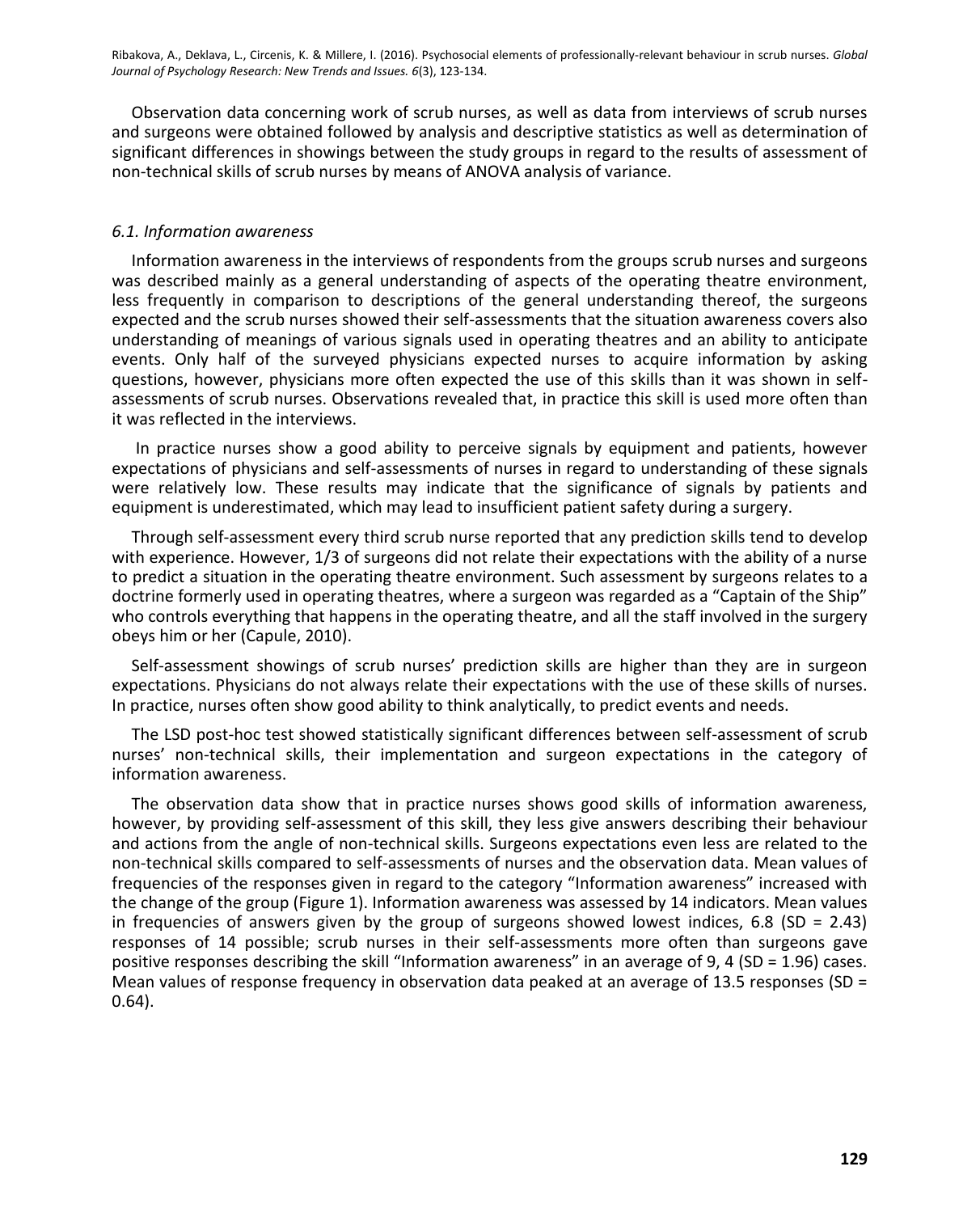Observation data concerning work of scrub nurses, as well as data from interviews of scrub nurses and surgeons were obtained followed by analysis and descriptive statistics as well as determination of significant differences in showings between the study groups in regard to the results of assessment of non-technical skills of scrub nurses by means of ANOVA analysis of variance.

### *6.1. Information awareness*

Information awareness in the interviews of respondents from the groups scrub nurses and surgeons was described mainly as a general understanding of aspects of the operating theatre environment, less frequently in comparison to descriptions of the general understanding thereof, the surgeons expected and the scrub nurses showed their self-assessments that the situation awareness covers also understanding of meanings of various signals used in operating theatres and an ability to anticipate events. Only half of the surveyed physicians expected nurses to acquire information by asking questions, however, physicians more often expected the use of this skills than it was shown in self-assessments of scrub nurses. Observations revealed that, in practice this skill is used more often than it was reflected in the interviews.

In practice nurses show a good ability to perceive signals by equipment and patients, however expectations of physicians and self-assessments of nurses in regard to understanding of these signals were relatively low. These results may indicate that the significance of signals by patients and equipment is underestimated, which may lead to insufficient patient safety during a surgery.

Through self-assessment every third scrub nurse reported that any prediction skills tend to develop with experience. However, 1/3 of surgeons did not relate their expectations with the ability of a nurse to predict a situation in the operating theatre environment. Such assessment by surgeons relates to a doctrine formerly used in operating theatres, where a surgeon was regarded as a “Captain of the Ship” who controls everything that happens in the operating theatre, and all the staff involved in the surgery obeys him or her (Capule, 2010).

Self-assessment showings of scrub nurses’ prediction skills are higher than they are in surgeon expectations. Physicians do not always relate their expectations with the use of these skills of nurses. In practice, nurses often show good ability to think analytically, to predict events and needs.

The LSD post-hoc test showed statistically significant differences between self-assessment of scrub nurses’ non-technical skills, their implementation and surgeon expectations in the category of information awareness.

The observation data show that in practice nurses shows good skills of information awareness, however, by providing self-assessment of this skill, they less give answers describing their behaviour and actions from the angle of non-technical skills. Surgeons expectations even less are related to the non-technical skills compared to self-assessments of nurses and the observation data. Mean values of frequencies of the responses given in regard to the category “Information awareness” increased with the change of the group (Figure 1). Information awareness was assessed by 14 indicators. Mean values in frequencies of answers given by the group of surgeons showed lowest indices, 6.8 (SD = 2.43) responses of 14 possible; scrub nurses in their self-assessments more often than surgeons gave positive responses describing the skill “Information awareness” in an average of 9, 4 (SD = 1.96) cases. Mean values of response frequency in observation data peaked at an average of 13.5 responses (SD = 0.64).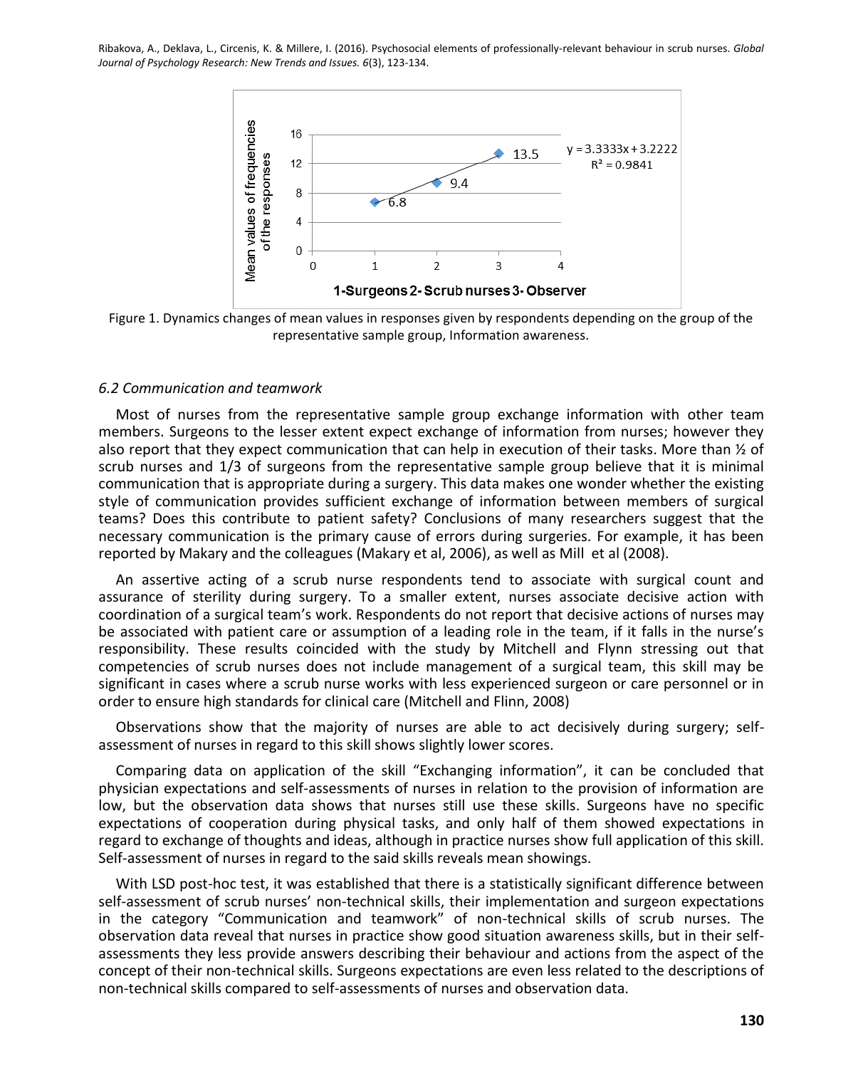Figure 1. Dynamics changes of mean values in responses given by respondents depending on the group of the representative sample group, Information awareness.

### 6.2 Communication and teamwork

Most of nurses from the representative sample group exchange information with other team members. Surgeons to the lesser extent expect exchange of information from nurses; however they also report that they expect communication that can help in execution of their tasks. More than ½ of scrub nurses and 1/3 of surgeons from the representative sample group believe that it is minimal communication that is appropriate during a surgery. This data makes one wonder whether the existing style of communication provides sufficient exchange of information between members of surgical teams? Does this contribute to patient safety? Conclusions of many researchers suggest that the necessary communication is the primary cause of errors during surgeries. For example, it has been reported by Makary and the colleagues (Makary et al, 2006), as well as Mill et al (2008).

An assertive acting of a scrub nurse respondents tend to associate with surgical count and assurance of sterility during surgery. To a smaller extent, nurses associate decisive action with coordination of a surgical team's work. Respondents do not report that decisive actions of nurses may be associated with patient care or assumption of a leading role in the team, if it falls in the nurse's responsibility. These results coincided with the study by Mitchell and Flynn stressing out that competencies of scrub nurses does not include management of a surgical team, this skill may be significant in cases where a scrub nurse works with less experienced surgeon or care personnel or in order to ensure high standards for clinical care (Mitchell and Flinn, 2008)

Observations show that the majority of nurses are able to act decisively during surgery; self-assessment of nurses in regard to this skill shows slightly lower scores.

Comparing data on application of the skill "Exchanging information", it can be concluded that physician expectations and self-assessments of nurses in relation to the provision of information are low, but the observation data shows that nurses still use these skills. Surgeons have no specific expectations of cooperation during physical tasks, and only half of them showed expectations in regard to exchange of thoughts and ideas, although in practice nurses show full application of this skill. Self-assessment of nurses in regard to the said skills reveals mean showings.

With LSD post-hoc test, it was established that there is a statistically significant difference between self-assessment of scrub nurses' non-technical skills, their implementation and surgeon expectations in the category "Communication and teamwork" of non-technical skills of scrub nurses. The observation data reveal that nurses in practice show good situation awareness skills, but in their self-assessments they less provide answers describing their behaviour and actions from the aspect of the concept of their non-technical skills. Surgeons expectations are even less related to the descriptions of non-technical skills compared to self-assessments of nurses and observation data.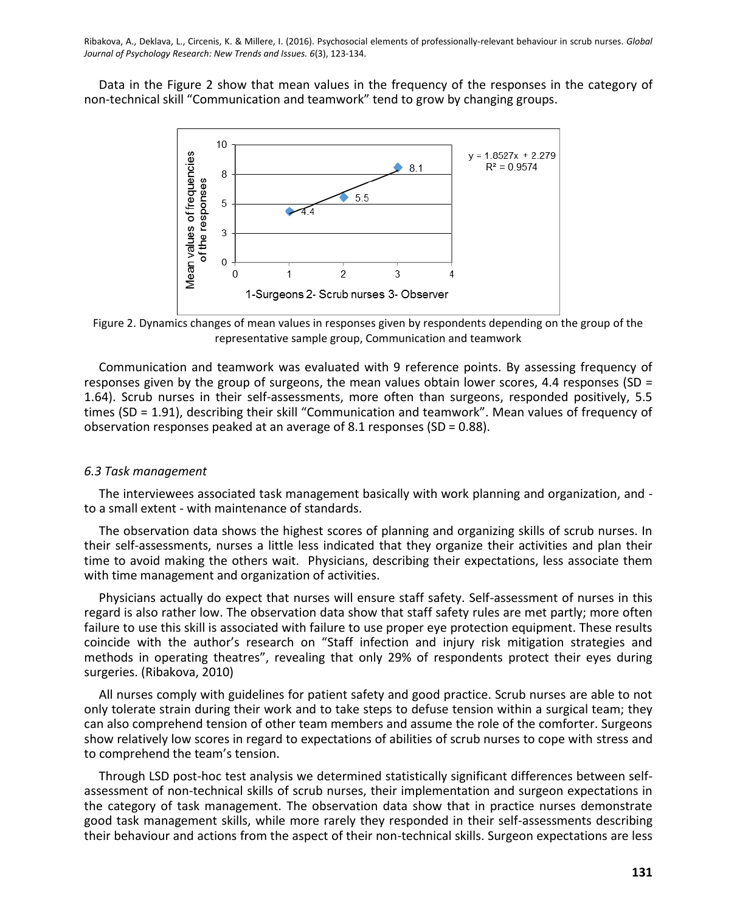Data in the Figure 2 show that mean values in the frequency of the responses in the category of non-technical skill "Communication and teamwork" tend to grow by changing groups.

Figure 2. Dynamics changes of mean values in responses given by respondents depending on the group of the representative sample group, Communication and teamwork

Communication and teamwork was evaluated with 9 reference points. By assessing frequency of responses given by the group of surgeons, the mean values obtain lower scores, 4.4 responses (SD = 1.64). Scrub nurses in their self-assessments, more often than surgeons, responded positively, 5.5 times (SD = 1.91), describing their skill "Communication and teamwork". Mean values of frequency of observation responses peaked at an average of 8.1 responses (SD = 0.88).

*6.3 Task management*

The interviewees associated task management basically with work planning and organization, and - to a small extent - with maintenance of standards.

The observation data shows the highest scores of planning and organizing skills of scrub nurses. In their self-assessments, nurses a little less indicated that they organize their activities and plan their time to avoid making the others wait. Physicians, describing their expectations, less associate them with time management and organization of activities.

Physicians actually do expect that nurses will ensure staff safety. Self-assessment of nurses in this regard is also rather low. The observation data show that staff safety rules are met partly; more often failure to use this skill is associated with failure to use proper eye protection equipment. These results coincide with the author's research on "Staff infection and injury risk mitigation strategies and methods in operating theatres", revealing that only 29% of respondents protect their eyes during surgeries. (Ribakova, 2010)

All nurses comply with guidelines for patient safety and good practice. Scrub nurses are able to not only tolerate strain during their work and to take steps to defuse tension within a surgical team; they can also comprehend tension of other team members and assume the role of the comforter. Surgeons show relatively low scores in regard to expectations of abilities of scrub nurses to cope with stress and to comprehend the team's tension.

Through LSD post-hoc test analysis we determined statistically significant differences between self-assessment of non-technical skills of scrub nurses, their implementation and surgeon expectations in the category of task management. The observation data show that in practice nurses demonstrate good task management skills, while more rarely they responded in their self-assessments describing their behaviour and actions from the aspect of their non-technical skills. Surgeon expectations are less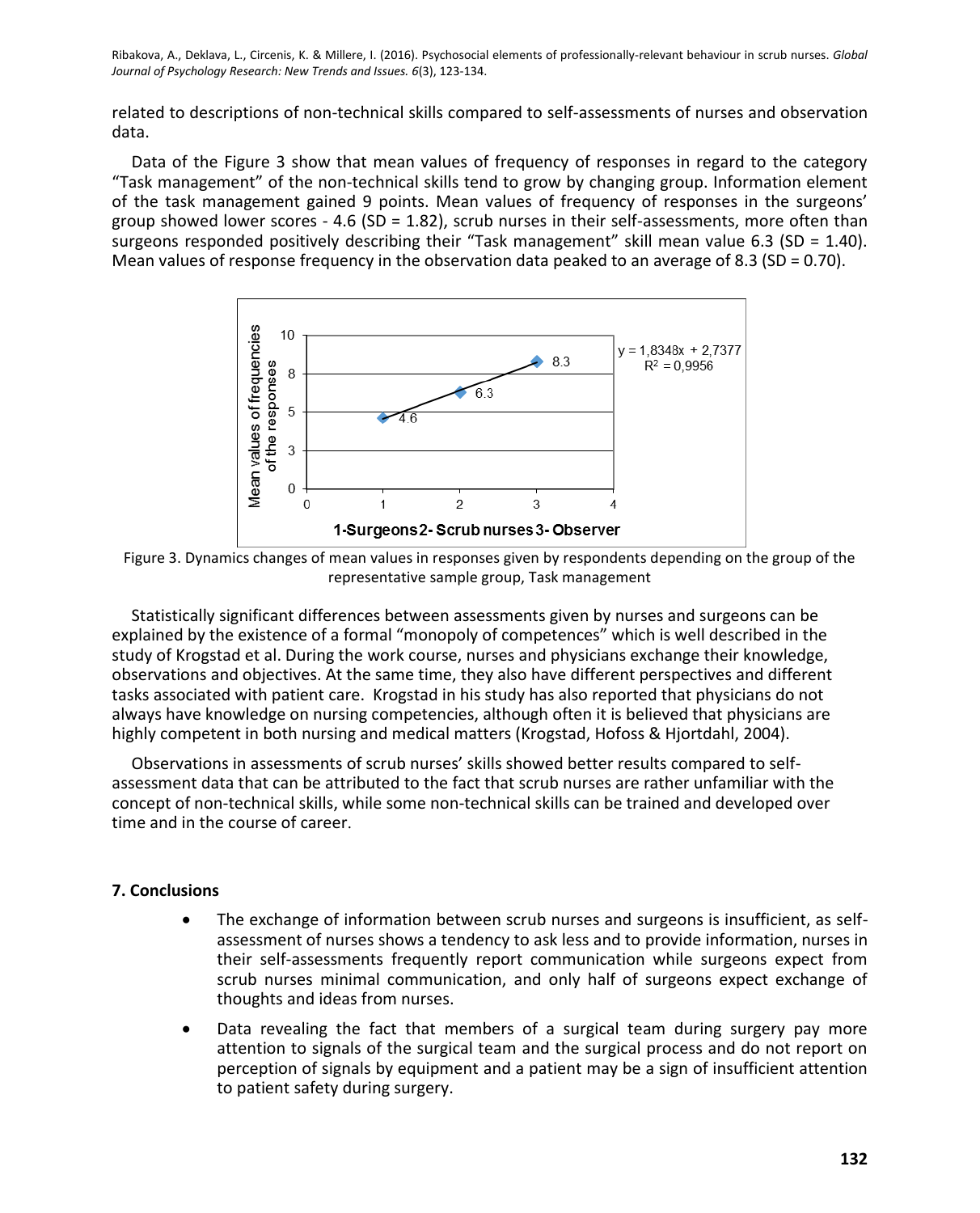related to descriptions of non-technical skills compared to self-assessments of nurses and observation data.

Data of the Figure 3 show that mean values of frequency of responses in regard to the category "Task management" of the non-technical skills tend to grow by changing group. Information element of the task management gained 9 points. Mean values of frequency of responses in the surgeons' group showed lower scores - 4.6 (SD = 1.82), scrub nurses in their self-assessments, more often than surgeons responded positively describing their "Task management" skill mean value 6.3 (SD = 1.40). Mean values of response frequency in the observation data peaked to an average of 8.3 (SD = 0.70).

Figure 3. Dynamics changes of mean values in responses given by respondents depending on the group of the representative sample group, Task management

Statistically significant differences between assessments given by nurses and surgeons can be explained by the existence of a formal "monopoly of competences" which is well described in the study of Krogstad et al. During the work course, nurses and physicians exchange their knowledge, observations and objectives. At the same time, they also have different perspectives and different tasks associated with patient care. Krogstad in his study has also reported that physicians do not always have knowledge on nursing competencies, although often it is believed that physicians are highly competent in both nursing and medical matters (Krogstad, Hofoss & Hjortdahl, 2004).

Observations in assessments of scrub nurses' skills showed better results compared to self-assessment data that can be attributed to the fact that scrub nurses are rather unfamiliar with the concept of non-technical skills, while some non-technical skills can be trained and developed over time and in the course of career.

## 7. Conclusions

- The exchange of information between scrub nurses and surgeons is insufficient, as self-assessment of nurses shows a tendency to ask less and to provide information, nurses in their self-assessments frequently report communication while surgeons expect from scrub nurses minimal communication, and only half of surgeons expect exchange of thoughts and ideas from nurses.
- Data revealing the fact that members of a surgical team during surgery pay more attention to signals of the surgical team and the surgical process and do not report on perception of signals by equipment and a patient may be a sign of insufficient attention to patient safety during surgery.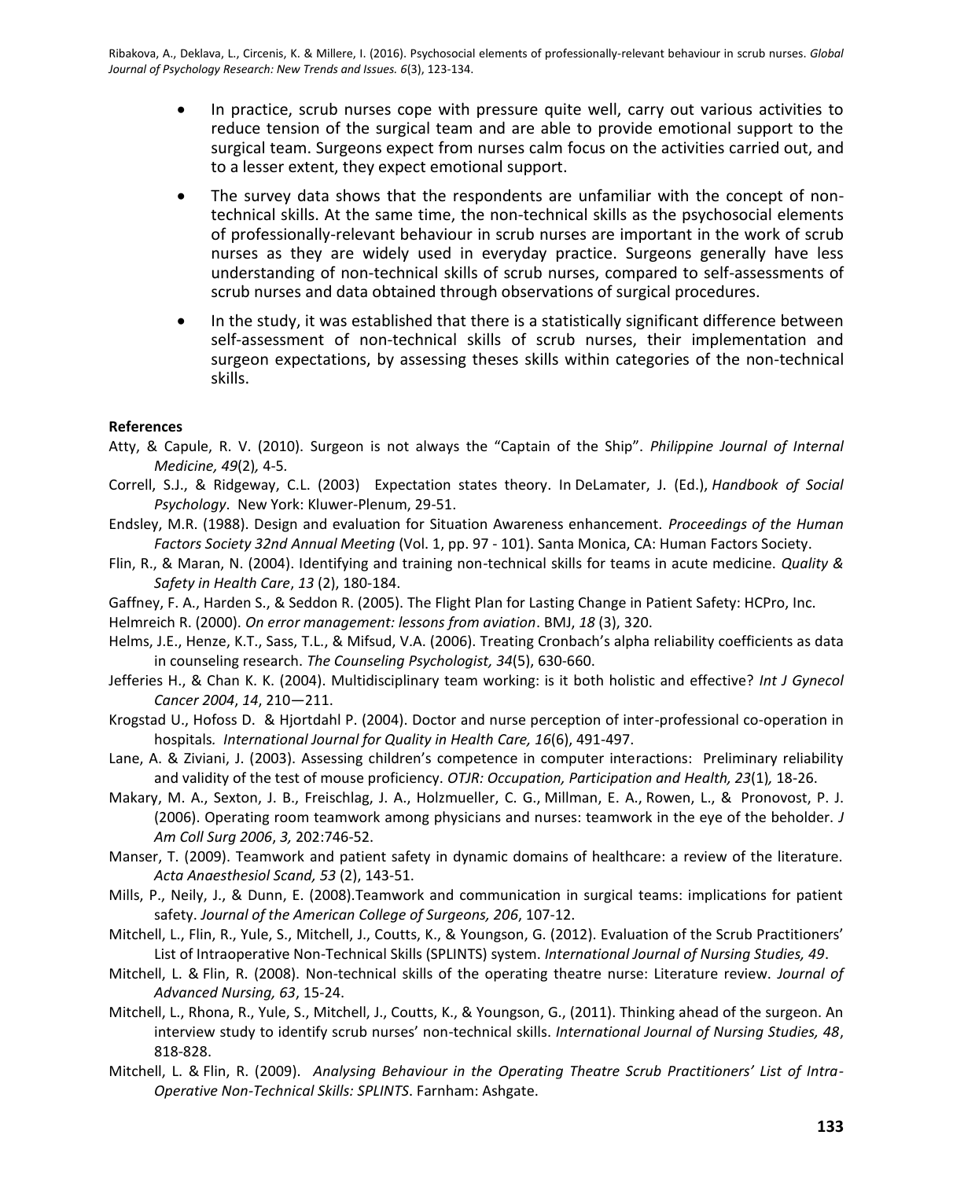- In practice, scrub nurses cope with pressure quite well, carry out various activities to reduce tension of the surgical team and are able to provide emotional support to the surgical team. Surgeons expect from nurses calm focus on the activities carried out, and to a lesser extent, they expect emotional support.
- The survey data shows that the respondents are unfamiliar with the concept of non-technical skills. At the same time, the non-technical skills as the psychosocial elements of professionally-relevant behaviour in scrub nurses are important in the work of scrub nurses as they are widely used in everyday practice. Surgeons generally have less understanding of non-technical skills of scrub nurses, compared to self-assessments of scrub nurses and data obtained through observations of surgical procedures.
- In the study, it was established that there is a statistically significant difference between self-assessment of non-technical skills of scrub nurses, their implementation and surgeon expectations, by assessing theses skills within categories of the non-technical skills.

**References**

Atty, & Capule, R. V. (2010). Surgeon is not always the "Captain of the Ship". *Philippine Journal of Internal Medicine, 49*(2)*,* 4-5.

Correll, S.J., & Ridgeway, C.L. (2003) Expectation states theory. In DeLamater, J. (Ed.), *Handbook of Social Psychology*. New York: Kluwer-Plenum, 29-51.

Endsley, M.R. (1988). Design and evaluation for Situation Awareness enhancement. *Proceedings of the Human Factors Society 32nd Annual Meeting* (Vol. 1, pp. 97 - 101). Santa Monica, CA: Human Factors Society.

Flin, R., & Maran, N. (2004). Identifying and training non-technical skills for teams in acute medicine. *Quality & Safety in Health Care*, *13* (2), 180-184.

Gaffney, F. A., Harden S., & Seddon R. (2005). The Flight Plan for Lasting Change in Patient Safety: HCPro, Inc.

Helmreich R. (2000). *On error management: lessons from aviation*. BMJ, *18* (3), 320.

Helms, J.E., Henze, K.T., Sass, T.L., & Mifsud, V.A. (2006). Treating Cronbach's alpha reliability coefficients as data in counseling research. *The Counseling Psychologist, 34*(5), 630-660.

Jefferies H., & Chan K. K. (2004). Multidisciplinary team working: is it both holistic and effective? *Int J Gynecol Cancer 2004*, *14*, 210—211.

Krogstad U., Hofoss D. & Hjortdahl P. (2004). Doctor and nurse perception of inter-professional co-operation in hospitals*. International Journal for Quality in Health Care, 16*(6), 491-497.

Lane, A. & Ziviani, J. (2003). Assessing children's competence in computer interactions: Preliminary reliability and validity of the test of mouse proficiency. *OTJR: Occupation, Participation and Health, 23*(1)*,* 18-26.

Makary, M. A., Sexton, J. B., Freischlag, J. A., Holzmueller, C. G., Millman, E. A., Rowen, L., & Pronovost, P. J. (2006). Operating room teamwork among physicians and nurses: teamwork in the eye of the beholder. *J Am Coll Surg 2006*, *3,* 202:746-52.

Manser, T. (2009). Teamwork and patient safety in dynamic domains of healthcare: a review of the literature. *Acta Anaesthesiol Scand, 53* (2), 143-51.

Mills, P., Neily, J., & Dunn, E. (2008).Teamwork and communication in surgical teams: implications for patient safety. *Journal of the American College of Surgeons, 206*, 107-12.

Mitchell, L., Flin, R., Yule, S., Mitchell, J., Coutts, K., & Youngson, G. (2012). Evaluation of the Scrub Practitioners' List of Intraoperative Non-Technical Skills (SPLINTS) system. *International Journal of Nursing Studies, 49*.

Mitchell, L. & Flin, R. (2008). Non-technical skills of the operating theatre nurse: Literature review. *Journal of Advanced Nursing, 63*, 15-24.

Mitchell, L., Rhona, R., Yule, S., Mitchell, J., Coutts, K., & Youngson, G., (2011). Thinking ahead of the surgeon. An interview study to identify scrub nurses' non-technical skills. *International Journal of Nursing Studies, 48*, 818-828.

Mitchell, L. & Flin, R. (2009). *Analysing Behaviour in the Operating Theatre Scrub Practitioners' List of Intra-Operative Non-Technical Skills: SPLINTS*. Farnham: Ashgate.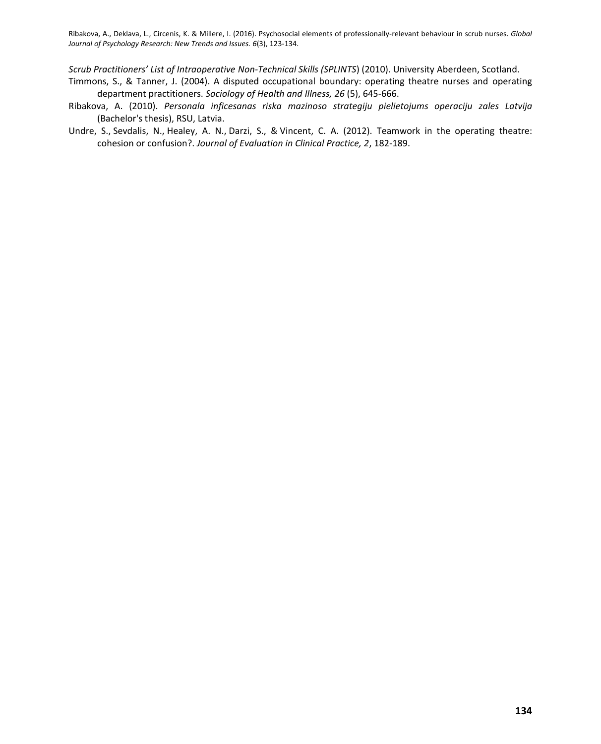*Scrub Practitioners' List of Intraoperative Non-Technical Skills (SPLINTS*) (2010). University Aberdeen, Scotland.

Timmons, S., & Tanner, J. (2004). A disputed occupational boundary: operating theatre nurses and operating department practitioners. *Sociology of Health and Illness, 26* (5), 645-666.

Ribakova, A. (2010). *Personala inficesanas riska mazinoso strategiju pielietojums operaciju zales Latvija* (Bachelor's thesis), RSU, Latvia.

Undre, S., Sevdalis, N., Healey, A. N., Darzi, S., & Vincent, C. A. (2012). Teamwork in the operating theatre: cohesion or confusion?. *Journal of Evaluation in Clinical Practice, 2*, 182-189.